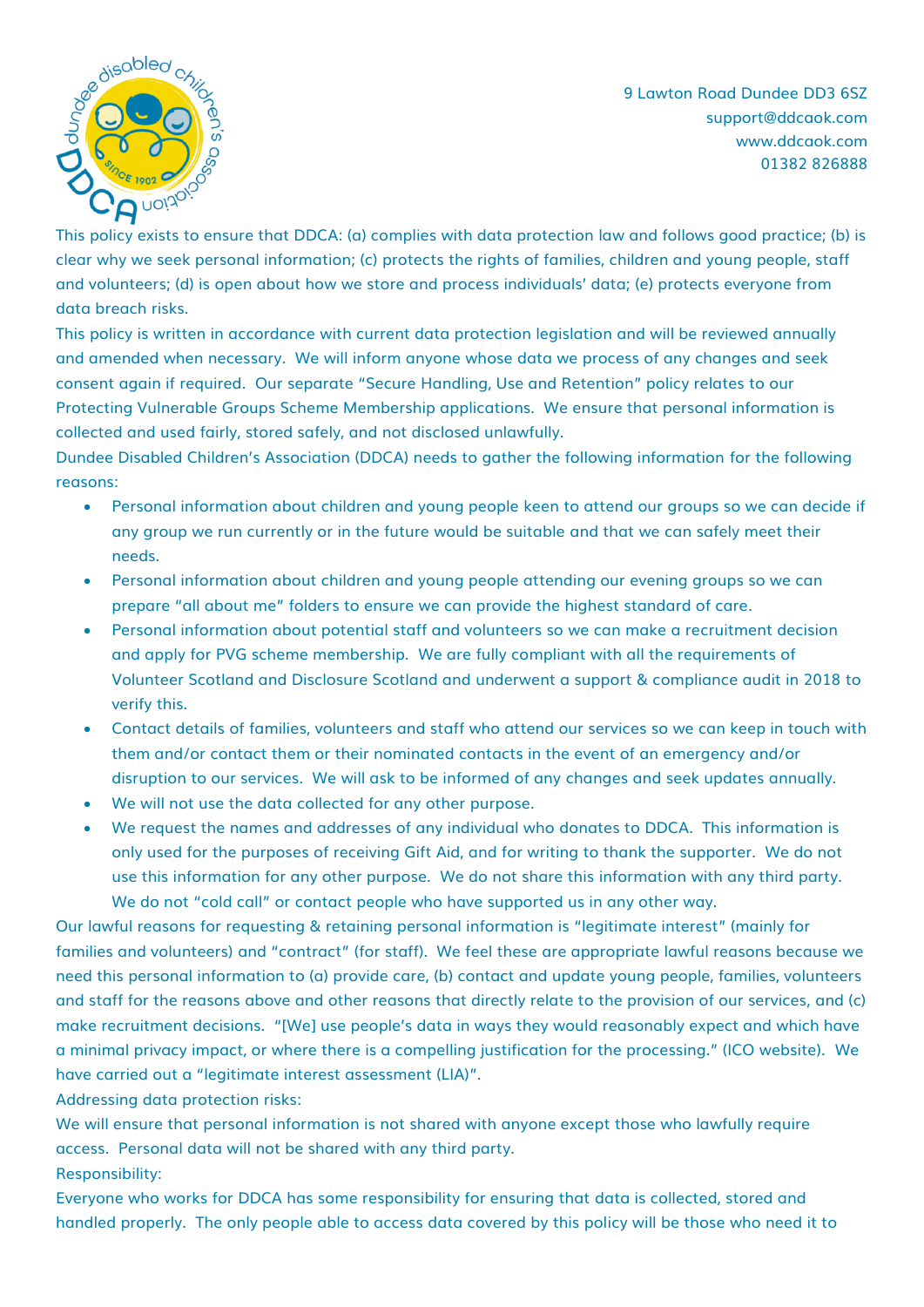9 Lawton Road Dundee DD3 6SZ
support@ddcaok.com
www.ddcaok.com
01382 826888

This policy exists to ensure that DDCA: (a) complies with data protection law and follows good practice; (b) is clear why we seek personal information; (c) protects the rights of families, children and young people, staff and volunteers; (d) is open about how we store and process individuals' data; (e) protects everyone from data breach risks.

This policy is written in accordance with current data protection legislation and will be reviewed annually and amended when necessary. We will inform anyone whose data we process of any changes and seek consent again if required. Our separate "Secure Handling, Use and Retention" policy relates to our Protecting Vulnerable Groups Scheme Membership applications. We ensure that personal information is collected and used fairly, stored safely, and not disclosed unlawfully.

Dundee Disabled Children's Association (DDCA) needs to gather the following information for the following reasons:

- Personal information about children and young people keen to attend our groups so we can decide if any group we run currently or in the future would be suitable and that we can safely meet their needs.
- Personal information about children and young people attending our evening groups so we can prepare "all about me" folders to ensure we can provide the highest standard of care.
- Personal information about potential staff and volunteers so we can make a recruitment decision and apply for PVG scheme membership. We are fully compliant with all the requirements of Volunteer Scotland and Disclosure Scotland and underwent a support & compliance audit in 2018 to verify this.
- Contact details of families, volunteers and staff who attend our services so we can keep in touch with them and/or contact them or their nominated contacts in the event of an emergency and/or disruption to our services. We will ask to be informed of any changes and seek updates annually.
- We will not use the data collected for any other purpose.
- We request the names and addresses of any individual who donates to DDCA. This information is only used for the purposes of receiving Gift Aid, and for writing to thank the supporter. We do not use this information for any other purpose. We do not share this information with any third party. We do not "cold call" or contact people who have supported us in any other way.

Our lawful reasons for requesting & retaining personal information is "legitimate interest" (mainly for families and volunteers) and "contract" (for staff). We feel these are appropriate lawful reasons because we need this personal information to (a) provide care, (b) contact and update young people, families, volunteers and staff for the reasons above and other reasons that directly relate to the provision of our services, and (c) make recruitment decisions. "[We] use people's data in ways they would reasonably expect and which have a minimal privacy impact, or where there is a compelling justification for the processing." (ICO website). We have carried out a "legitimate interest assessment (LIA)".

Addressing data protection risks:

We will ensure that personal information is not shared with anyone except those who lawfully require access. Personal data will not be shared with any third party.

Responsibility:

Everyone who works for DDCA has some responsibility for ensuring that data is collected, stored and handled properly. The only people able to access data covered by this policy will be those who need it to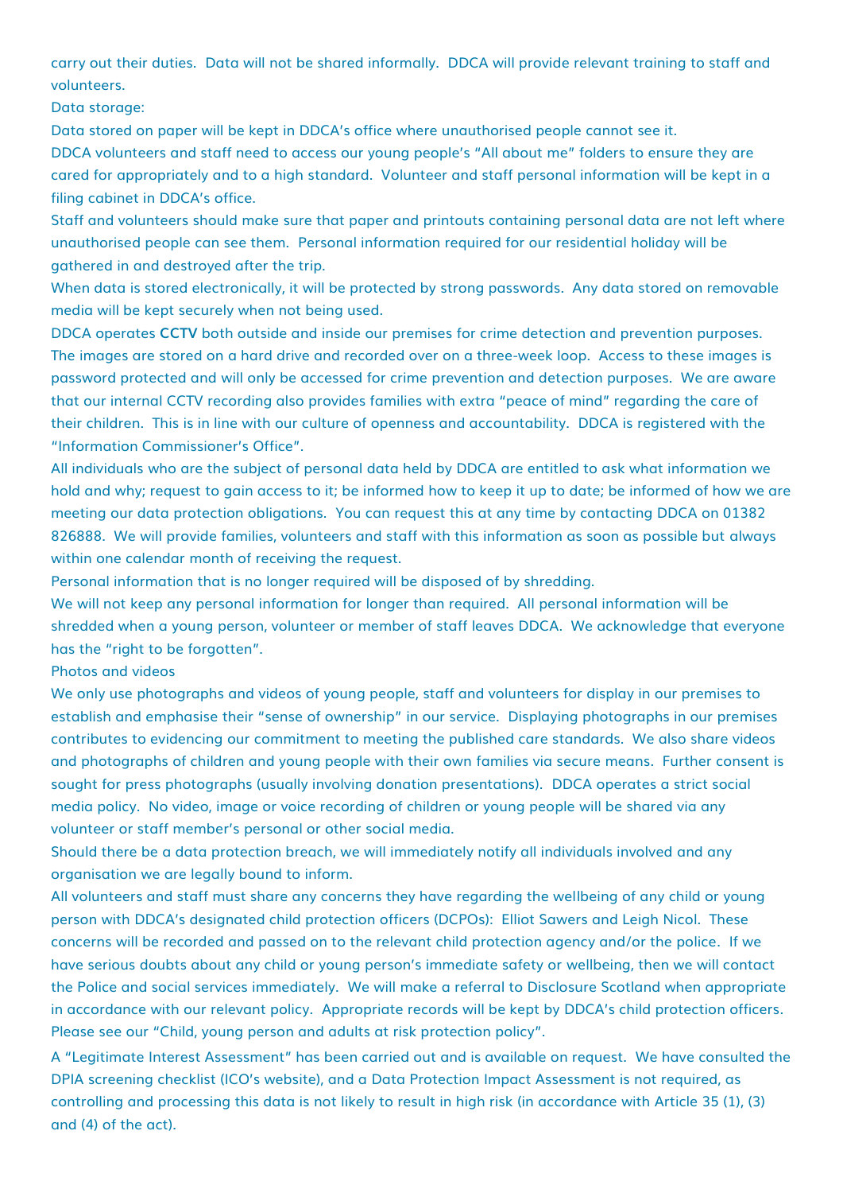carry out their duties. Data will not be shared informally. DDCA will provide relevant training to staff and volunteers.

Data storage:

Data stored on paper will be kept in DDCA's office where unauthorised people cannot see it.

DDCA volunteers and staff need to access our young people's "All about me" folders to ensure they are cared for appropriately and to a high standard. Volunteer and staff personal information will be kept in a filing cabinet in DDCA's office.

Staff and volunteers should make sure that paper and printouts containing personal data are not left where unauthorised people can see them. Personal information required for our residential holiday will be gathered in and destroyed after the trip.

When data is stored electronically, it will be protected by strong passwords. Any data stored on removable media will be kept securely when not being used.

DDCA operates **CCTV** both outside and inside our premises for crime detection and prevention purposes. The images are stored on a hard drive and recorded over on a three-week loop. Access to these images is password protected and will only be accessed for crime prevention and detection purposes. We are aware that our internal CCTV recording also provides families with extra "peace of mind" regarding the care of their children. This is in line with our culture of openness and accountability. DDCA is registered with the "Information Commissioner's Office".

All individuals who are the subject of personal data held by DDCA are entitled to ask what information we hold and why; request to gain access to it; be informed how to keep it up to date; be informed of how we are meeting our data protection obligations. You can request this at any time by contacting DDCA on 01382 826888. We will provide families, volunteers and staff with this information as soon as possible but always within one calendar month of receiving the request.

Personal information that is no longer required will be disposed of by shredding.

We will not keep any personal information for longer than required. All personal information will be shredded when a young person, volunteer or member of staff leaves DDCA. We acknowledge that everyone has the "right to be forgotten".

Photos and videos

We only use photographs and videos of young people, staff and volunteers for display in our premises to establish and emphasise their "sense of ownership" in our service. Displaying photographs in our premises contributes to evidencing our commitment to meeting the published care standards. We also share videos and photographs of children and young people with their own families via secure means. Further consent is sought for press photographs (usually involving donation presentations). DDCA operates a strict social media policy. No video, image or voice recording of children or young people will be shared via any volunteer or staff member's personal or other social media.

Should there be a data protection breach, we will immediately notify all individuals involved and any organisation we are legally bound to inform.

All volunteers and staff must share any concerns they have regarding the wellbeing of any child or young person with DDCA's designated child protection officers (DCPOs): Elliot Sawers and Leigh Nicol. These concerns will be recorded and passed on to the relevant child protection agency and/or the police. If we have serious doubts about any child or young person's immediate safety or wellbeing, then we will contact the Police and social services immediately. We will make a referral to Disclosure Scotland when appropriate in accordance with our relevant policy. Appropriate records will be kept by DDCA's child protection officers. Please see our "Child, young person and adults at risk protection policy".

A "Legitimate Interest Assessment" has been carried out and is available on request. We have consulted the DPIA screening checklist (ICO's website), and a Data Protection Impact Assessment is not required, as controlling and processing this data is not likely to result in high risk (in accordance with Article 35 (1), (3) and (4) of the act).